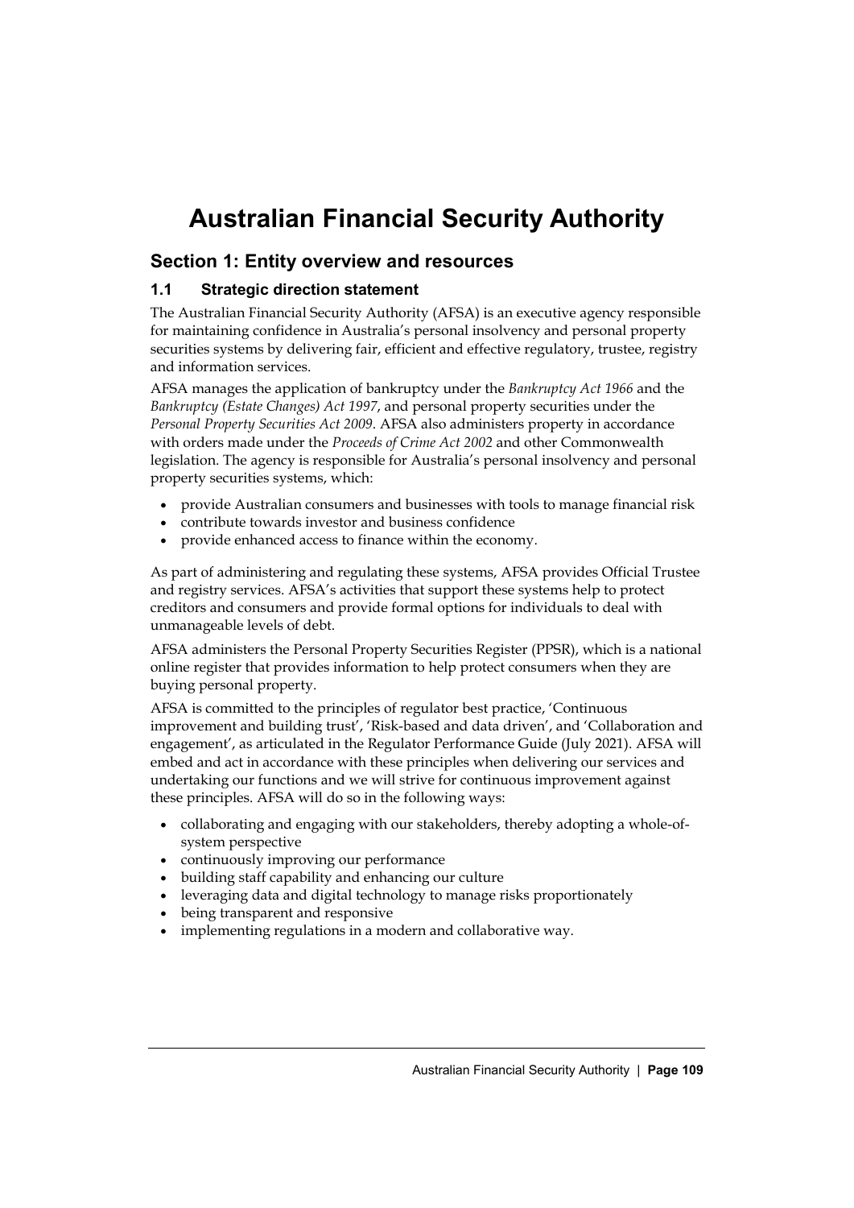# Australian Financial Security Authority

## Section 1: Entity overview and resources

### 1.1 Strategic direction statement

The Australian Financial Security Authority (AFSA) is an executive agency responsible for maintaining confidence in Australia's personal insolvency and personal property securities systems by delivering fair, efficient and effective regulatory, trustee, registry and information services.

AFSA manages the application of bankruptcy under the *Bankruptcy Act 1966* and the *Bankruptcy (Estate Changes) Act 1997*, and personal property securities under the *Personal Property Securities Act 2009*. AFSA also administers property in accordance with orders made under the *Proceeds of Crime Act 2002* and other Commonwealth legislation. The agency is responsible for Australia's personal insolvency and personal property securities systems, which:

- provide Australian consumers and businesses with tools to manage financial risk
- contribute towards investor and business confidence
- provide enhanced access to finance within the economy.

As part of administering and regulating these systems, AFSA provides Official Trustee and registry services. AFSA's activities that support these systems help to protect creditors and consumers and provide formal options for individuals to deal with unmanageable levels of debt.

AFSA administers the Personal Property Securities Register (PPSR), which is a national online register that provides information to help protect consumers when they are buying personal property.

AFSA is committed to the principles of regulator best practice, 'Continuous improvement and building trust', 'Risk-based and data driven', and 'Collaboration and engagement', as articulated in the Regulator Performance Guide (July 2021). AFSA will embed and act in accordance with these principles when delivering our services and undertaking our functions and we will strive for continuous improvement against these principles. AFSA will do so in the following ways:

- collaborating and engaging with our stakeholders, thereby adopting a whole-of-system perspective
- continuously improving our performance
- building staff capability and enhancing our culture
- leveraging data and digital technology to manage risks proportionately
- being transparent and responsive
- implementing regulations in a modern and collaborative way.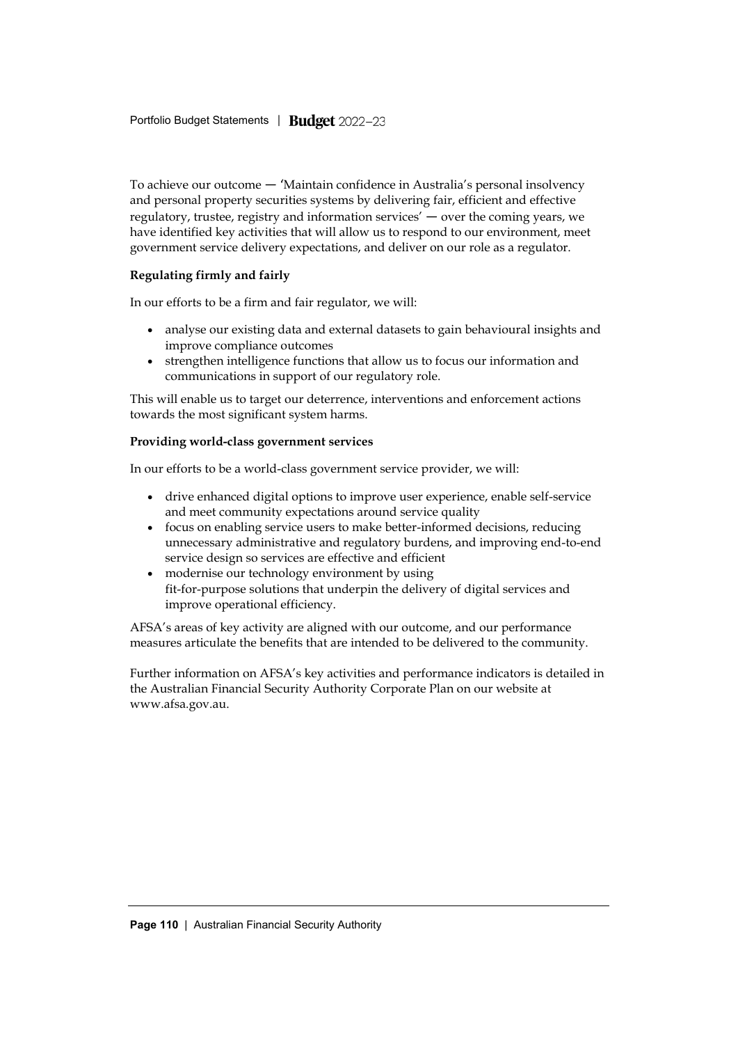To achieve our outcome — 'Maintain confidence in Australia's personal insolvency and personal property securities systems by delivering fair, efficient and effective regulatory, trustee, registry and information services' — over the coming years, we have identified key activities that will allow us to respond to our environment, meet government service delivery expectations, and deliver on our role as a regulator.

**Regulating firmly and fairly**

In our efforts to be a firm and fair regulator, we will:

- analyse our existing data and external datasets to gain behavioural insights and improve compliance outcomes
- strengthen intelligence functions that allow us to focus our information and communications in support of our regulatory role.

This will enable us to target our deterrence, interventions and enforcement actions towards the most significant system harms.

**Providing world-class government services**

In our efforts to be a world-class government service provider, we will:

- drive enhanced digital options to improve user experience, enable self-service and meet community expectations around service quality
- focus on enabling service users to make better-informed decisions, reducing unnecessary administrative and regulatory burdens, and improving end-to-end service design so services are effective and efficient
- modernise our technology environment by using fit-for-purpose solutions that underpin the delivery of digital services and improve operational efficiency.

AFSA's areas of key activity are aligned with our outcome, and our performance measures articulate the benefits that are intended to be delivered to the community.

Further information on AFSA's key activities and performance indicators is detailed in the Australian Financial Security Authority Corporate Plan on our website at www.afsa.gov.au.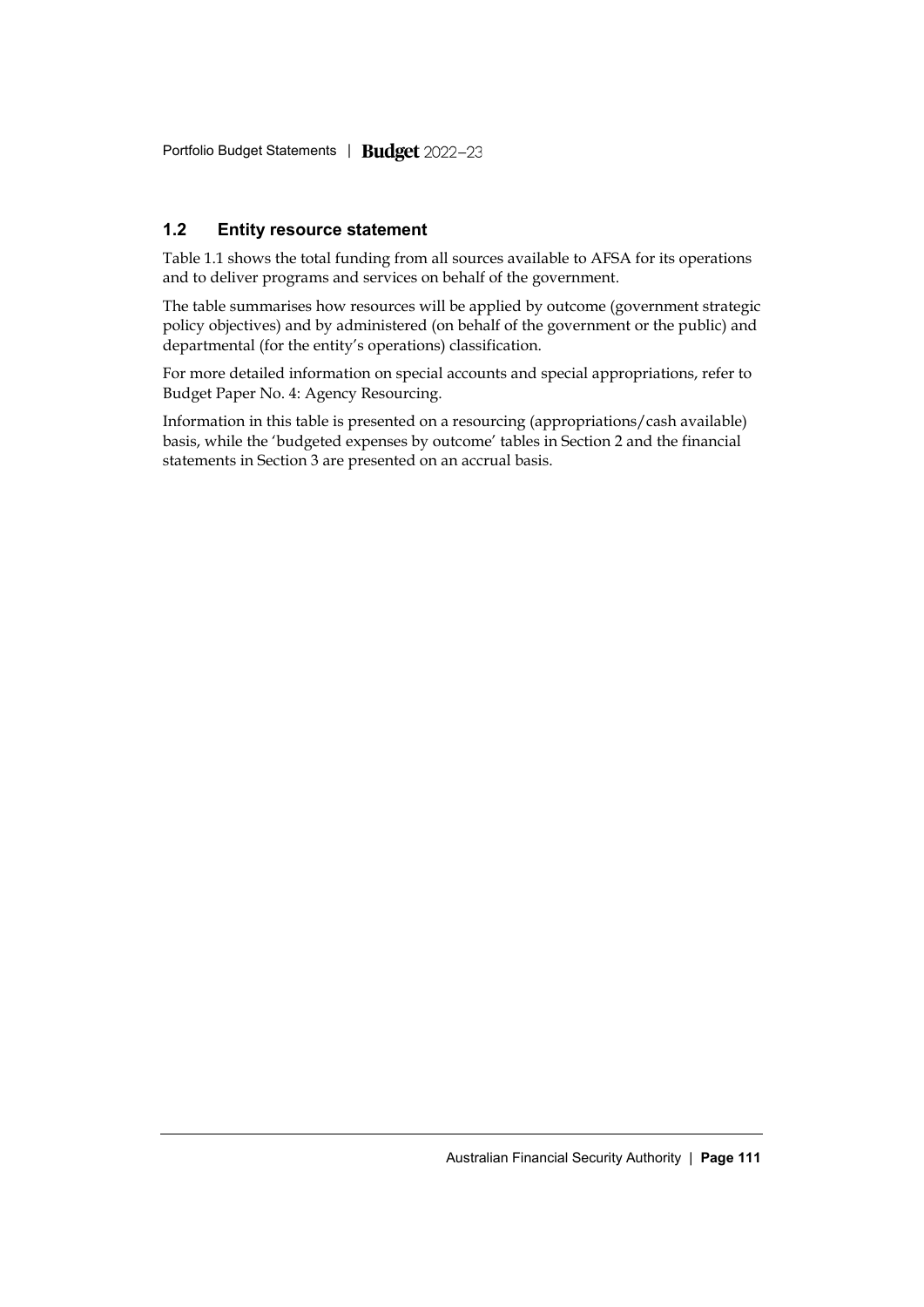## 1.2 Entity resource statement

Table 1.1 shows the total funding from all sources available to AFSA for its operations and to deliver programs and services on behalf of the government.

The table summarises how resources will be applied by outcome (government strategic policy objectives) and by administered (on behalf of the government or the public) and departmental (for the entity's operations) classification.

For more detailed information on special accounts and special appropriations, refer to Budget Paper No. 4: Agency Resourcing.

Information in this table is presented on a resourcing (appropriations/cash available) basis, while the 'budgeted expenses by outcome' tables in Section 2 and the financial statements in Section 3 are presented on an accrual basis.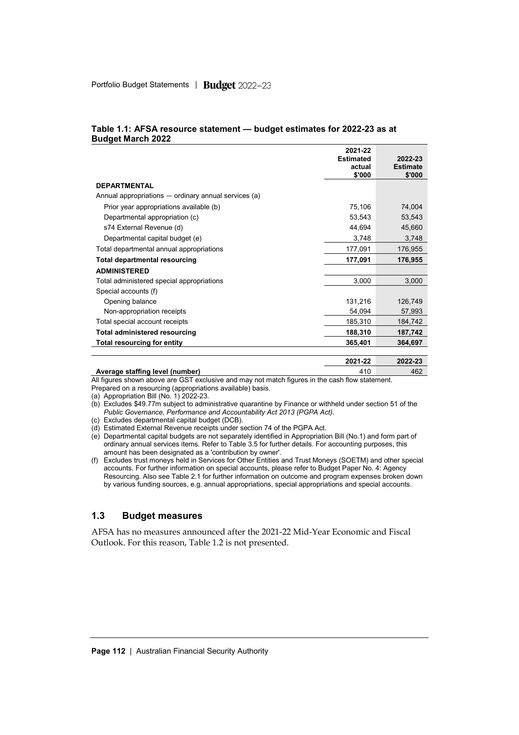**Table 1.1: AFSA resource statement — budget estimates for 2022-23 as at Budget March 2022**

| | 2021-22 Estimated actual $'000 | 2022-23 Estimate $'000 |
|---|---|---|
| **DEPARTMENTAL** | | |
| Annual appropriations — ordinary annual services (a) | | |
| Prior year appropriations available (b) | 75,106 | 74,004 |
| Departmental appropriation (c) | 53,543 | 53,543 |
| s74 External Revenue (d) | 44,694 | 45,660 |
| Departmental capital budget (e) | 3,748 | 3,748 |
| Total departmental annual appropriations | 177,091 | 176,955 |
| **Total departmental resourcing** | **177,091** | **176,955** |
| **ADMINISTERED** | | |
| Total administered special appropriations | 3,000 | 3,000 |
| Special accounts (f) | | |
| Opening balance | 131,216 | 126,749 |
| Non-appropriation receipts | 54,094 | 57,993 |
| Total special account receipts | 185,310 | 184,742 |
| **Total administered resourcing** | **188,310** | **187,742** |
| **Total resourcing for entity** | **365,401** | **364,697** |

| | 2021-22 | 2022-23 |
|---|---|---|
| **Average staffing level (number)** | 410 | 462 |

All figures shown above are GST exclusive and may not match figures in the cash flow statement.
Prepared on a resourcing (appropriations available) basis.

(a) Appropriation Bill (No. 1) 2022-23.
(b) Excludes $49.77m subject to administrative quarantine by Finance or withheld under section 51 of the *Public Governance, Performance and Accountability Act 2013 (PGPA Act)*.
(c) Excludes departmental capital budget (DCB).
(d) Estimated External Revenue receipts under section 74 of the PGPA Act.
(e) Departmental capital budgets are not separately identified in Appropriation Bill (No.1) and form part of ordinary annual services items. Refer to Table 3.5 for further details. For accounting purposes, this amount has been designated as a 'contribution by owner'.
(f) Excludes trust moneys held in Services for Other Entities and Trust Moneys (SOETM) and other special accounts. For further information on special accounts, please refer to Budget Paper No. 4: Agency Resourcing. Also see Table 2.1 for further information on outcome and program expenses broken down by various funding sources, e.g. annual appropriations, special appropriations and special accounts.

## 1.3 Budget measures

AFSA has no measures announced after the 2021-22 Mid-Year Economic and Fiscal Outlook. For this reason, Table 1.2 is not presented.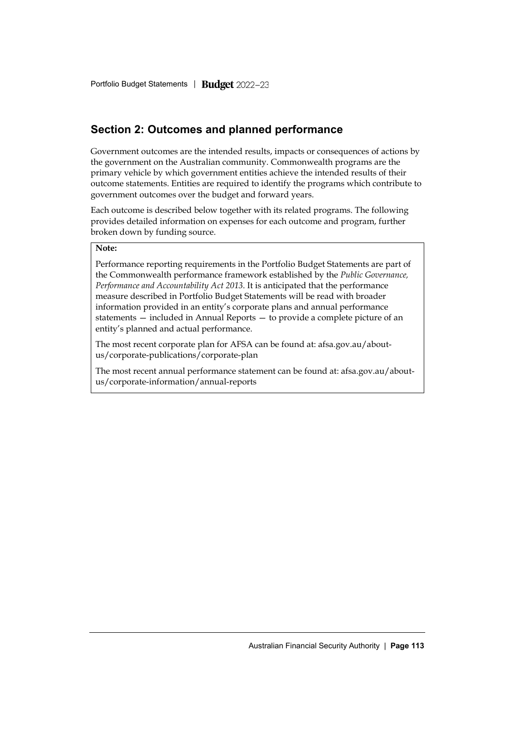## Section 2: Outcomes and planned performance

Government outcomes are the intended results, impacts or consequences of actions by the government on the Australian community. Commonwealth programs are the primary vehicle by which government entities achieve the intended results of their outcome statements. Entities are required to identify the programs which contribute to government outcomes over the budget and forward years.

Each outcome is described below together with its related programs. The following provides detailed information on expenses for each outcome and program, further broken down by funding source.

**Note:**

Performance reporting requirements in the Portfolio Budget Statements are part of the Commonwealth performance framework established by the *Public Governance, Performance and Accountability Act 2013*. It is anticipated that the performance measure described in Portfolio Budget Statements will be read with broader information provided in an entity's corporate plans and annual performance statements — included in Annual Reports — to provide a complete picture of an entity's planned and actual performance.

The most recent corporate plan for AFSA can be found at: afsa.gov.au/about-us/corporate-publications/corporate-plan

The most recent annual performance statement can be found at: afsa.gov.au/about-us/corporate-information/annual-reports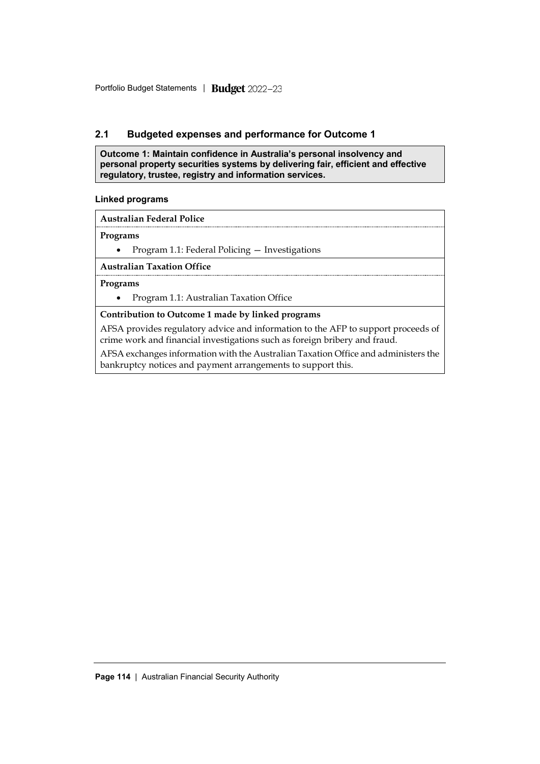## 2.1 Budgeted expenses and performance for Outcome 1

**Outcome 1: Maintain confidence in Australia's personal insolvency and personal property securities systems by delivering fair, efficient and effective regulatory, trustee, registry and information services.**

### Linked programs

**Australian Federal Police**

**Programs**

- Program 1.1: Federal Policing — Investigations

**Australian Taxation Office**

**Programs**

- Program 1.1: Australian Taxation Office

**Contribution to Outcome 1 made by linked programs**

AFSA provides regulatory advice and information to the AFP to support proceeds of crime work and financial investigations such as foreign bribery and fraud.

AFSA exchanges information with the Australian Taxation Office and administers the bankruptcy notices and payment arrangements to support this.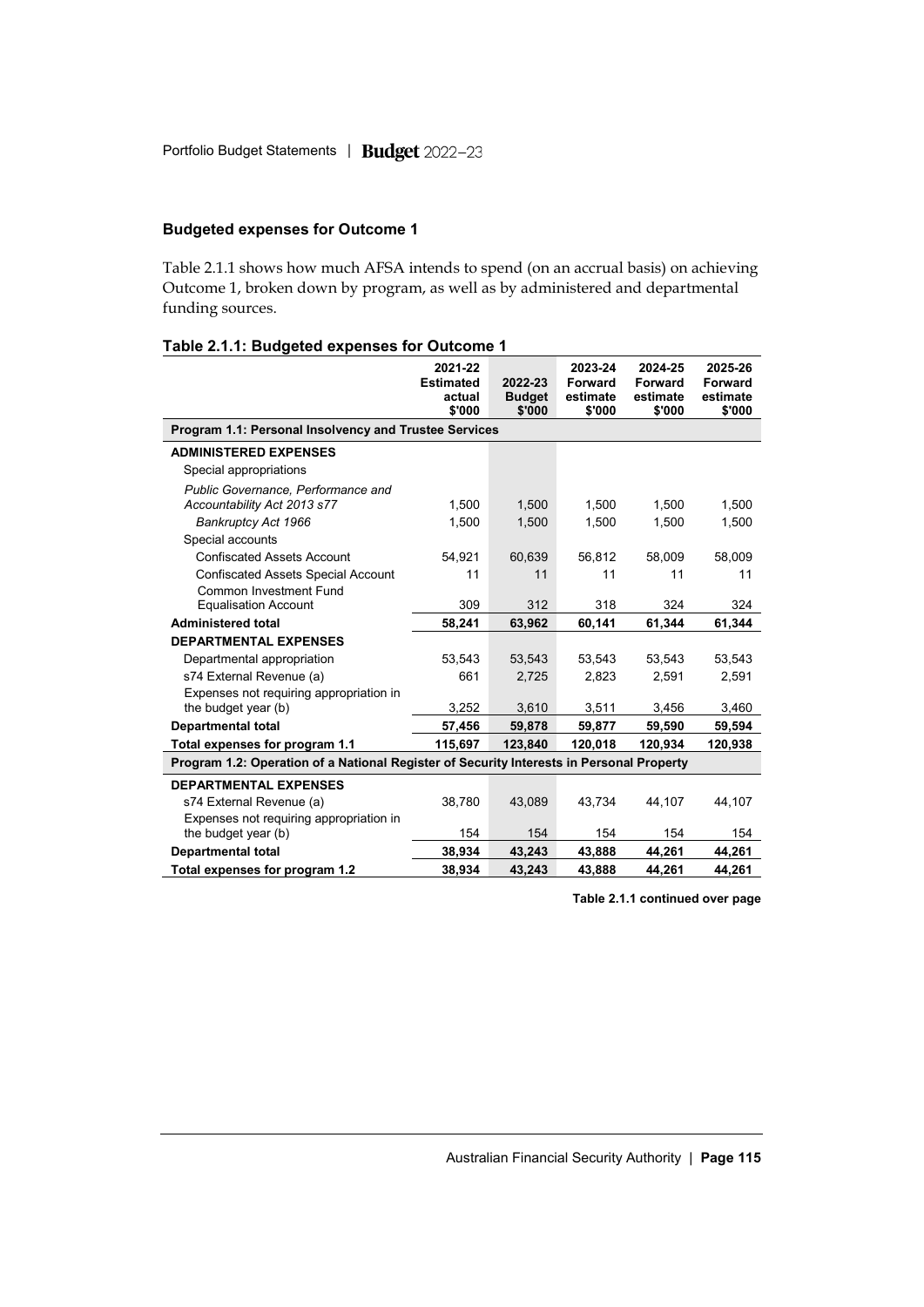### Budgeted expenses for Outcome 1

Table 2.1.1 shows how much AFSA intends to spend (on an accrual basis) on achieving Outcome 1, broken down by program, as well as by administered and departmental funding sources.

**Table 2.1.1: Budgeted expenses for Outcome 1**

| | 2021-22 Estimated actual $'000 | 2022-23 Budget $'000 | 2023-24 Forward estimate $'000 | 2024-25 Forward estimate $'000 | 2025-26 Forward estimate $'000 |
|---|---|---|---|---|---|
| **Program 1.1: Personal Insolvency and Trustee Services** | | | | | |
| **ADMINISTERED EXPENSES** | | | | | |
| Special appropriations | | | | | |
| *Public Governance, Performance and Accountability Act 2013 s77* | 1,500 | 1,500 | 1,500 | 1,500 | 1,500 |
| *Bankruptcy Act 1966* | 1,500 | 1,500 | 1,500 | 1,500 | 1,500 |
| Special accounts | | | | | |
| Confiscated Assets Account | 54,921 | 60,639 | 56,812 | 58,009 | 58,009 |
| Confiscated Assets Special Account | 11 | 11 | 11 | 11 | 11 |
| Common Investment Fund Equalisation Account | 309 | 312 | 318 | 324 | 324 |
| **Administered total** | **58,241** | **63,962** | **60,141** | **61,344** | **61,344** |
| **DEPARTMENTAL EXPENSES** | | | | | |
| Departmental appropriation | 53,543 | 53,543 | 53,543 | 53,543 | 53,543 |
| s74 External Revenue (a) | 661 | 2,725 | 2,823 | 2,591 | 2,591 |
| Expenses not requiring appropriation in the budget year (b) | 3,252 | 3,610 | 3,511 | 3,456 | 3,460 |
| **Departmental total** | **57,456** | **59,878** | **59,877** | **59,590** | **59,594** |
| **Total expenses for program 1.1** | **115,697** | **123,840** | **120,018** | **120,934** | **120,938** |
| **Program 1.2: Operation of a National Register of Security Interests in Personal Property** | | | | | |
| **DEPARTMENTAL EXPENSES** | | | | | |
| s74 External Revenue (a) | 38,780 | 43,089 | 43,734 | 44,107 | 44,107 |
| Expenses not requiring appropriation in the budget year (b) | 154 | 154 | 154 | 154 | 154 |
| **Departmental total** | **38,934** | **43,243** | **43,888** | **44,261** | **44,261** |
| **Total expenses for program 1.2** | **38,934** | **43,243** | **43,888** | **44,261** | **44,261** |

**Table 2.1.1 continued over page**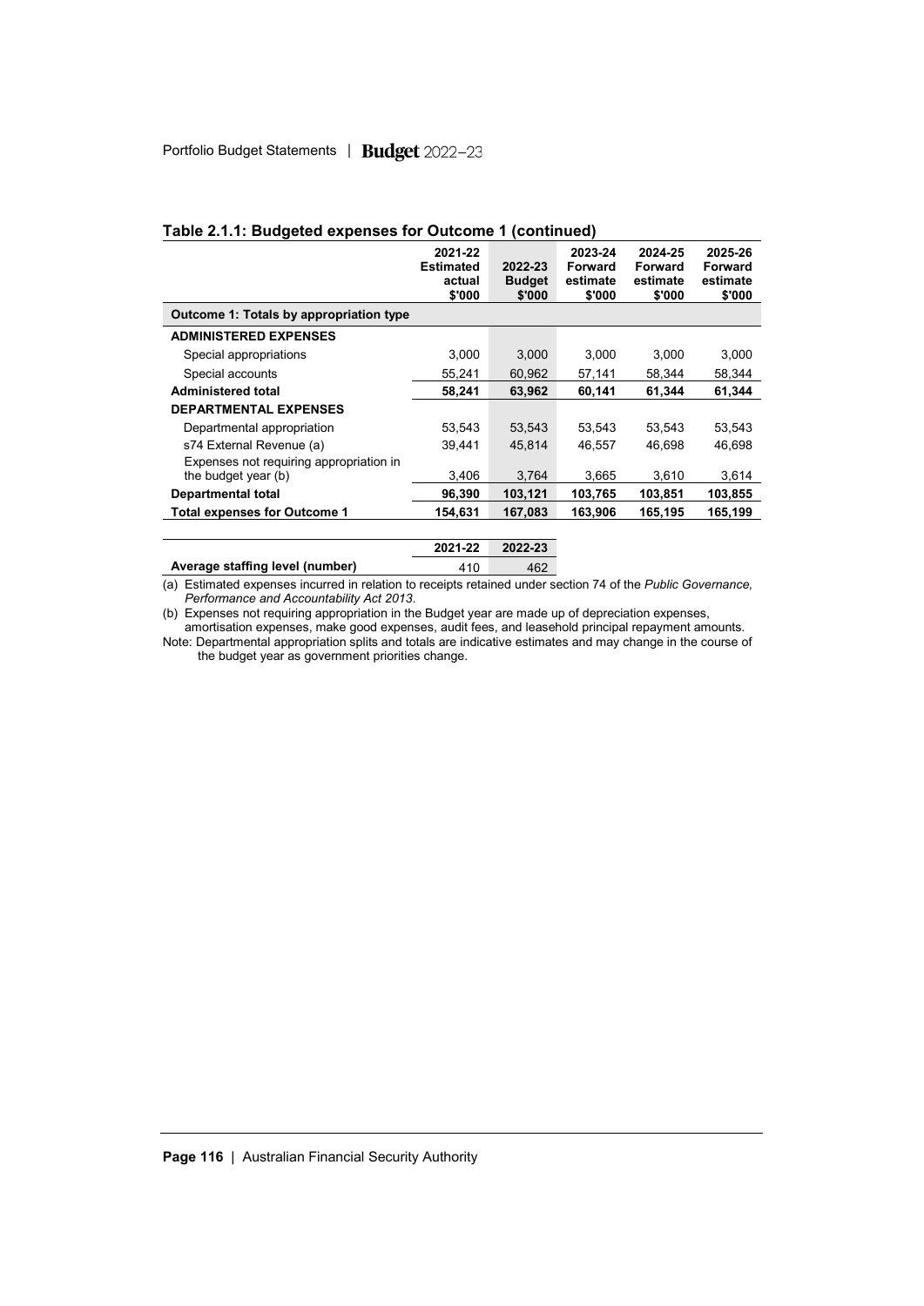**Table 2.1.1: Budgeted expenses for Outcome 1 (continued)**

| | 2021-22 Estimated actual $'000 | 2022-23 Budget $'000 | 2023-24 Forward estimate $'000 | 2024-25 Forward estimate $'000 | 2025-26 Forward estimate $'000 |
|---|---|---|---|---|---|
| **Outcome 1: Totals by appropriation type** | | | | | |
| **ADMINISTERED EXPENSES** | | | | | |
| Special appropriations | 3,000 | 3,000 | 3,000 | 3,000 | 3,000 |
| Special accounts | 55,241 | 60,962 | 57,141 | 58,344 | 58,344 |
| **Administered total** | **58,241** | **63,962** | **60,141** | **61,344** | **61,344** |
| **DEPARTMENTAL EXPENSES** | | | | | |
| Departmental appropriation | 53,543 | 53,543 | 53,543 | 53,543 | 53,543 |
| s74 External Revenue (a) | 39,441 | 45,814 | 46,557 | 46,698 | 46,698 |
| Expenses not requiring appropriation in the budget year (b) | 3,406 | 3,764 | 3,665 | 3,610 | 3,614 |
| **Departmental total** | **96,390** | **103,121** | **103,765** | **103,851** | **103,855** |
| **Total expenses for Outcome 1** | **154,631** | **167,083** | **163,906** | **165,195** | **165,199** |

| | 2021-22 | 2022-23 |
|---|---|---|
| **Average staffing level (number)** | 410 | 462 |

(a) Estimated expenses incurred in relation to receipts retained under section 74 of the *Public Governance, Performance and Accountability Act 2013*.

(b) Expenses not requiring appropriation in the Budget year are made up of depreciation expenses, amortisation expenses, make good expenses, audit fees, and leasehold principal repayment amounts.

Note: Departmental appropriation splits and totals are indicative estimates and may change in the course of the budget year as government priorities change.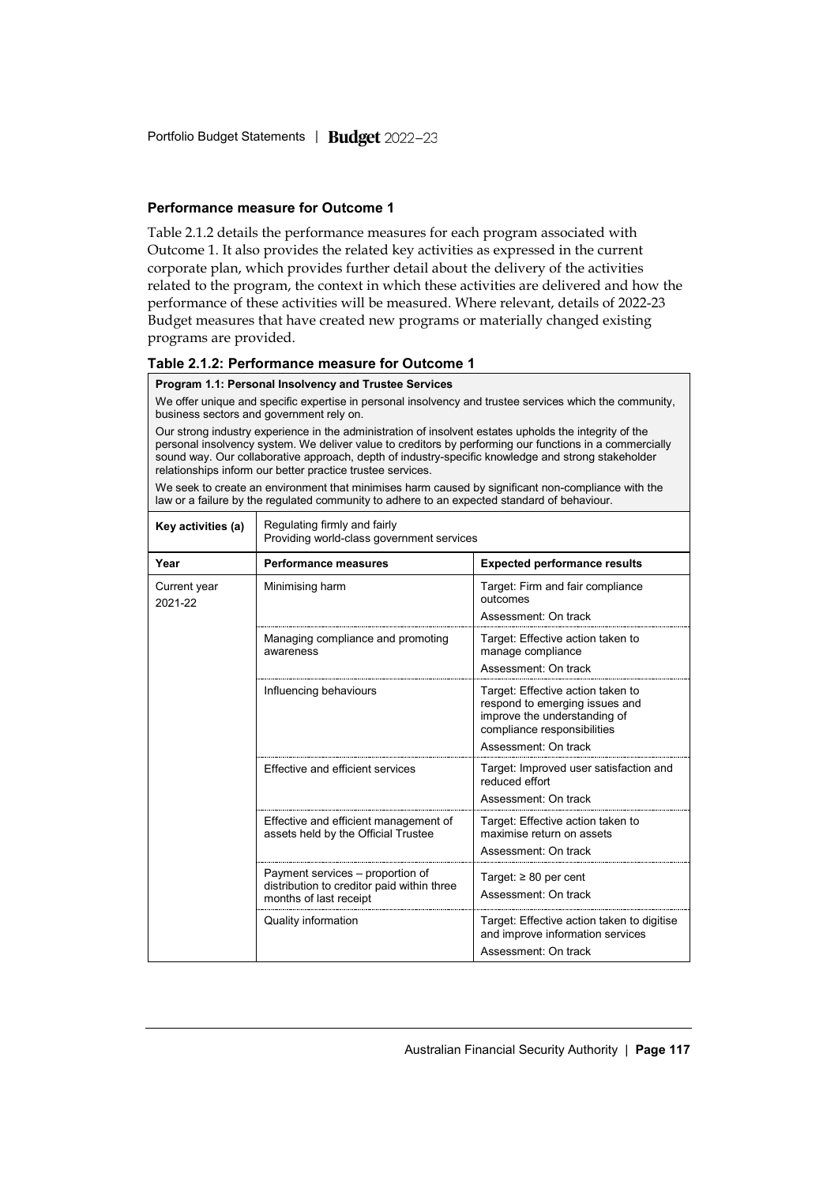### Performance measure for Outcome 1

Table 2.1.2 details the performance measures for each program associated with Outcome 1. It also provides the related key activities as expressed in the current corporate plan, which provides further detail about the delivery of the activities related to the program, the context in which these activities are delivered and how the performance of these activities will be measured. Where relevant, details of 2022-23 Budget measures that have created new programs or materially changed existing programs are provided.

**Table 2.1.2: Performance measure for Outcome 1**

**Program 1.1: Personal Insolvency and Trustee Services**

We offer unique and specific expertise in personal insolvency and trustee services which the community, business sectors and government rely on.

Our strong industry experience in the administration of insolvent estates upholds the integrity of the personal insolvency system. We deliver value to creditors by performing our functions in a commercially sound way. Our collaborative approach, depth of industry-specific knowledge and strong stakeholder relationships inform our better practice trustee services.

We seek to create an environment that minimises harm caused by significant non-compliance with the law or a failure by the regulated community to adhere to an expected standard of behaviour.

| Key activities (a) | Regulating firmly and fairly<br>Providing world-class government services | |
|---|---|---|
| **Year** | **Performance measures** | **Expected performance results** |
| Current year 2021-22 | Minimising harm | Target: Firm and fair compliance outcomes<br>Assessment: On track |
| | Managing compliance and promoting awareness | Target: Effective action taken to manage compliance<br>Assessment: On track |
| | Influencing behaviours | Target: Effective action taken to respond to emerging issues and improve the understanding of compliance responsibilities<br>Assessment: On track |
| | Effective and efficient services | Target: Improved user satisfaction and reduced effort<br>Assessment: On track |
| | Effective and efficient management of assets held by the Official Trustee | Target: Effective action taken to maximise return on assets<br>Assessment: On track |
| | Payment services – proportion of distribution to creditor paid within three months of last receipt | Target: ≥ 80 per cent<br>Assessment: On track |
| | Quality information | Target: Effective action taken to digitise and improve information services<br>Assessment: On track |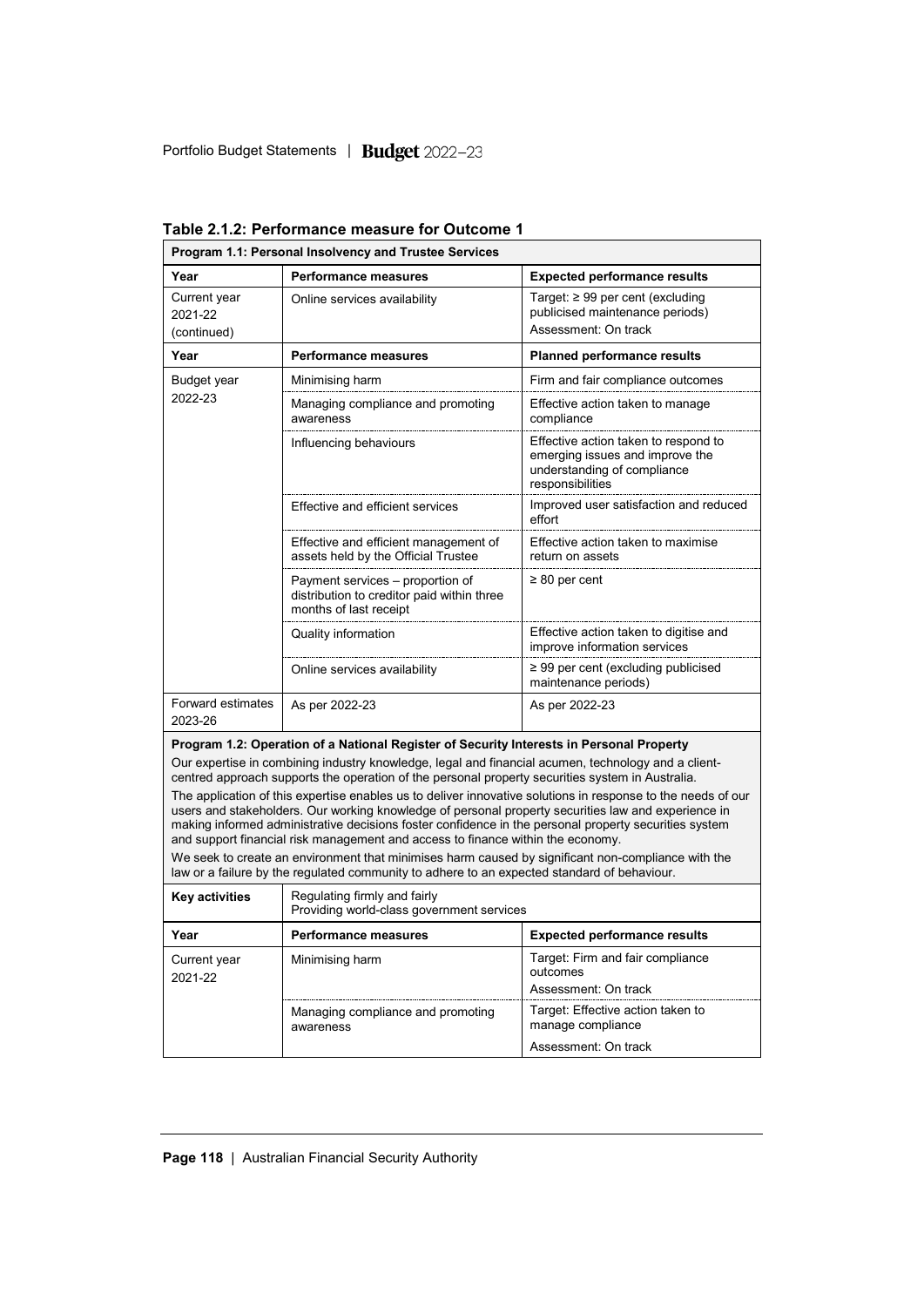**Table 2.1.2: Performance measure for Outcome 1**

| Program 1.1: Personal Insolvency and Trustee Services | | |
|---|---|---|
| **Year** | **Performance measures** | **Expected performance results** |
| Current year 2021-22 (continued) | Online services availability | Target: ≥ 99 per cent (excluding publicised maintenance periods)<br>Assessment: On track |
| **Year** | **Performance measures** | **Planned performance results** |
| Budget year 2022-23 | Minimising harm | Firm and fair compliance outcomes |
| | Managing compliance and promoting awareness | Effective action taken to manage compliance |
| | Influencing behaviours | Effective action taken to respond to emerging issues and improve the understanding of compliance responsibilities |
| | Effective and efficient services | Improved user satisfaction and reduced effort |
| | Effective and efficient management of assets held by the Official Trustee | Effective action taken to maximise return on assets |
| | Payment services – proportion of distribution to creditor paid within three months of last receipt | ≥ 80 per cent |
| | Quality information | Effective action taken to digitise and improve information services |
| | Online services availability | ≥ 99 per cent (excluding publicised maintenance periods) |
| Forward estimates 2023-26 | As per 2022-23 | As per 2022-23 |

**Program 1.2: Operation of a National Register of Security Interests in Personal Property**

Our expertise in combining industry knowledge, legal and financial acumen, technology and a client-centred approach supports the operation of the personal property securities system in Australia.

The application of this expertise enables us to deliver innovative solutions in response to the needs of our users and stakeholders. Our working knowledge of personal property securities law and experience in making informed administrative decisions foster confidence in the personal property securities system and support financial risk management and access to finance within the economy.

We seek to create an environment that minimises harm caused by significant non-compliance with the law or a failure by the regulated community to adhere to an expected standard of behaviour.

| **Key activities** | Regulating firmly and fairly<br>Providing world-class government services | |
|---|---|---|
| **Year** | **Performance measures** | **Expected performance results** |
| Current year 2021-22 | Minimising harm | Target: Firm and fair compliance outcomes<br>Assessment: On track |
| | Managing compliance and promoting awareness | Target: Effective action taken to manage compliance<br>Assessment: On track |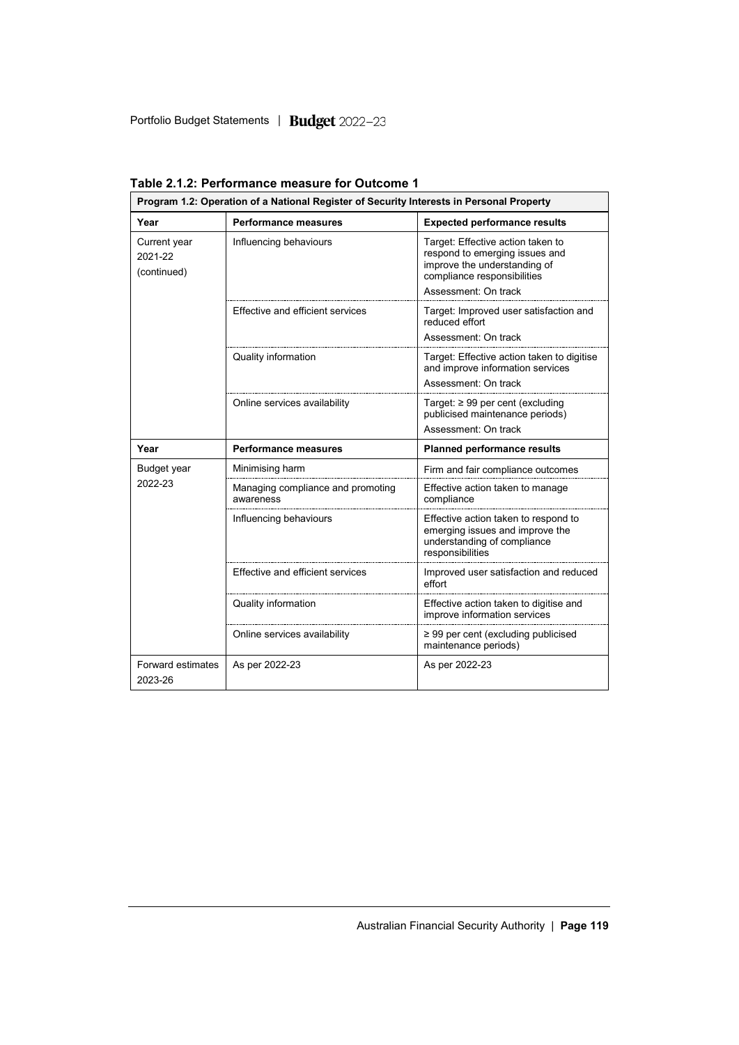**Table 2.1.2: Performance measure for Outcome 1**

| Program 1.2: Operation of a National Register of Security Interests in Personal Property | | |
|---|---|---|
| **Year** | **Performance measures** | **Expected performance results** |
| Current year 2021-22 (continued) | Influencing behaviours | Target: Effective action taken to respond to emerging issues and improve the understanding of compliance responsibilities<br>Assessment: On track |
| | Effective and efficient services | Target: Improved user satisfaction and reduced effort<br>Assessment: On track |
| | Quality information | Target: Effective action taken to digitise and improve information services<br>Assessment: On track |
| | Online services availability | Target: ≥ 99 per cent (excluding publicised maintenance periods)<br>Assessment: On track |
| **Year** | **Performance measures** | **Planned performance results** |
| Budget year 2022-23 | Minimising harm | Firm and fair compliance outcomes |
| | Managing compliance and promoting awareness | Effective action taken to manage compliance |
| | Influencing behaviours | Effective action taken to respond to emerging issues and improve the understanding of compliance responsibilities |
| | Effective and efficient services | Improved user satisfaction and reduced effort |
| | Quality information | Effective action taken to digitise and improve information services |
| | Online services availability | ≥ 99 per cent (excluding publicised maintenance periods) |
| Forward estimates 2023-26 | As per 2022-23 | As per 2022-23 |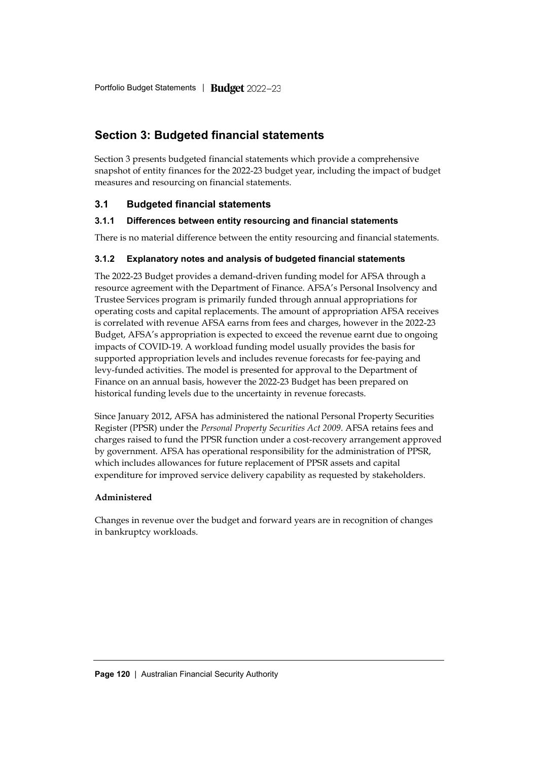## Section 3: Budgeted financial statements

Section 3 presents budgeted financial statements which provide a comprehensive snapshot of entity finances for the 2022-23 budget year, including the impact of budget measures and resourcing on financial statements.

### 3.1 Budgeted financial statements

#### 3.1.1 Differences between entity resourcing and financial statements

There is no material difference between the entity resourcing and financial statements.

#### 3.1.2 Explanatory notes and analysis of budgeted financial statements

The 2022-23 Budget provides a demand-driven funding model for AFSA through a resource agreement with the Department of Finance. AFSA's Personal Insolvency and Trustee Services program is primarily funded through annual appropriations for operating costs and capital replacements. The amount of appropriation AFSA receives is correlated with revenue AFSA earns from fees and charges, however in the 2022-23 Budget, AFSA's appropriation is expected to exceed the revenue earnt due to ongoing impacts of COVID-19. A workload funding model usually provides the basis for supported appropriation levels and includes revenue forecasts for fee-paying and levy-funded activities. The model is presented for approval to the Department of Finance on an annual basis, however the 2022-23 Budget has been prepared on historical funding levels due to the uncertainty in revenue forecasts.

Since January 2012, AFSA has administered the national Personal Property Securities Register (PPSR) under the *Personal Property Securities Act 2009*. AFSA retains fees and charges raised to fund the PPSR function under a cost-recovery arrangement approved by government. AFSA has operational responsibility for the administration of PPSR, which includes allowances for future replacement of PPSR assets and capital expenditure for improved service delivery capability as requested by stakeholders.

**Administered**

Changes in revenue over the budget and forward years are in recognition of changes in bankruptcy workloads.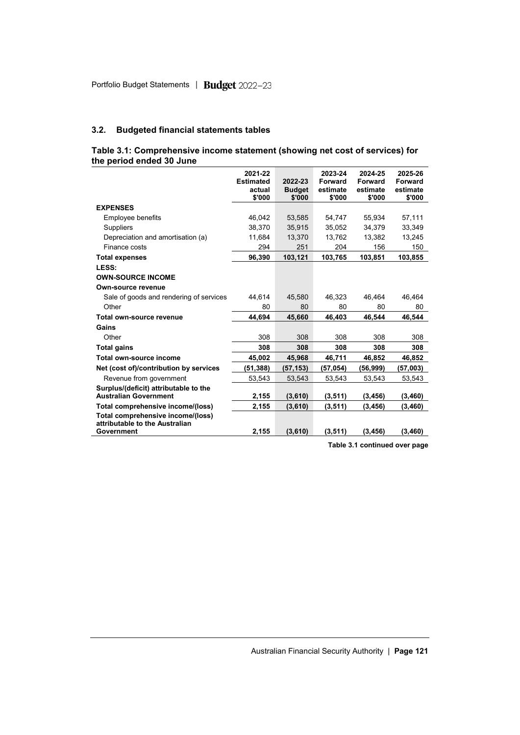## 3.2. Budgeted financial statements tables

**Table 3.1: Comprehensive income statement (showing net cost of services) for the period ended 30 June**

| | 2021-22 Estimated actual $'000 | 2022-23 Budget $'000 | 2023-24 Forward estimate $'000 | 2024-25 Forward estimate $'000 | 2025-26 Forward estimate $'000 |
|---|---|---|---|---|---|
| **EXPENSES** | | | | | |
| Employee benefits | 46,042 | 53,585 | 54,747 | 55,934 | 57,111 |
| Suppliers | 38,370 | 35,915 | 35,052 | 34,379 | 33,349 |
| Depreciation and amortisation (a) | 11,684 | 13,370 | 13,762 | 13,382 | 13,245 |
| Finance costs | 294 | 251 | 204 | 156 | 150 |
| **Total expenses** | **96,390** | **103,121** | **103,765** | **103,851** | **103,855** |
| **LESS:** | | | | | |
| **OWN-SOURCE INCOME** | | | | | |
| **Own-source revenue** | | | | | |
| Sale of goods and rendering of services | 44,614 | 45,580 | 46,323 | 46,464 | 46,464 |
| Other | 80 | 80 | 80 | 80 | 80 |
| **Total own-source revenue** | **44,694** | **45,660** | **46,403** | **46,544** | **46,544** |
| **Gains** | | | | | |
| Other | 308 | 308 | 308 | 308 | 308 |
| **Total gains** | **308** | **308** | **308** | **308** | **308** |
| **Total own-source income** | **45,002** | **45,968** | **46,711** | **46,852** | **46,852** |
| **Net (cost of)/contribution by services** | **(51,388)** | **(57,153)** | **(57,054)** | **(56,999)** | **(57,003)** |
| Revenue from government | 53,543 | 53,543 | 53,543 | 53,543 | 53,543 |
| **Surplus/(deficit) attributable to the Australian Government** | **2,155** | **(3,610)** | **(3,511)** | **(3,456)** | **(3,460)** |
| **Total comprehensive income/(loss)** | **2,155** | **(3,610)** | **(3,511)** | **(3,456)** | **(3,460)** |
| **Total comprehensive income/(loss) attributable to the Australian Government** | **2,155** | **(3,610)** | **(3,511)** | **(3,456)** | **(3,460)** |

**Table 3.1 continued over page**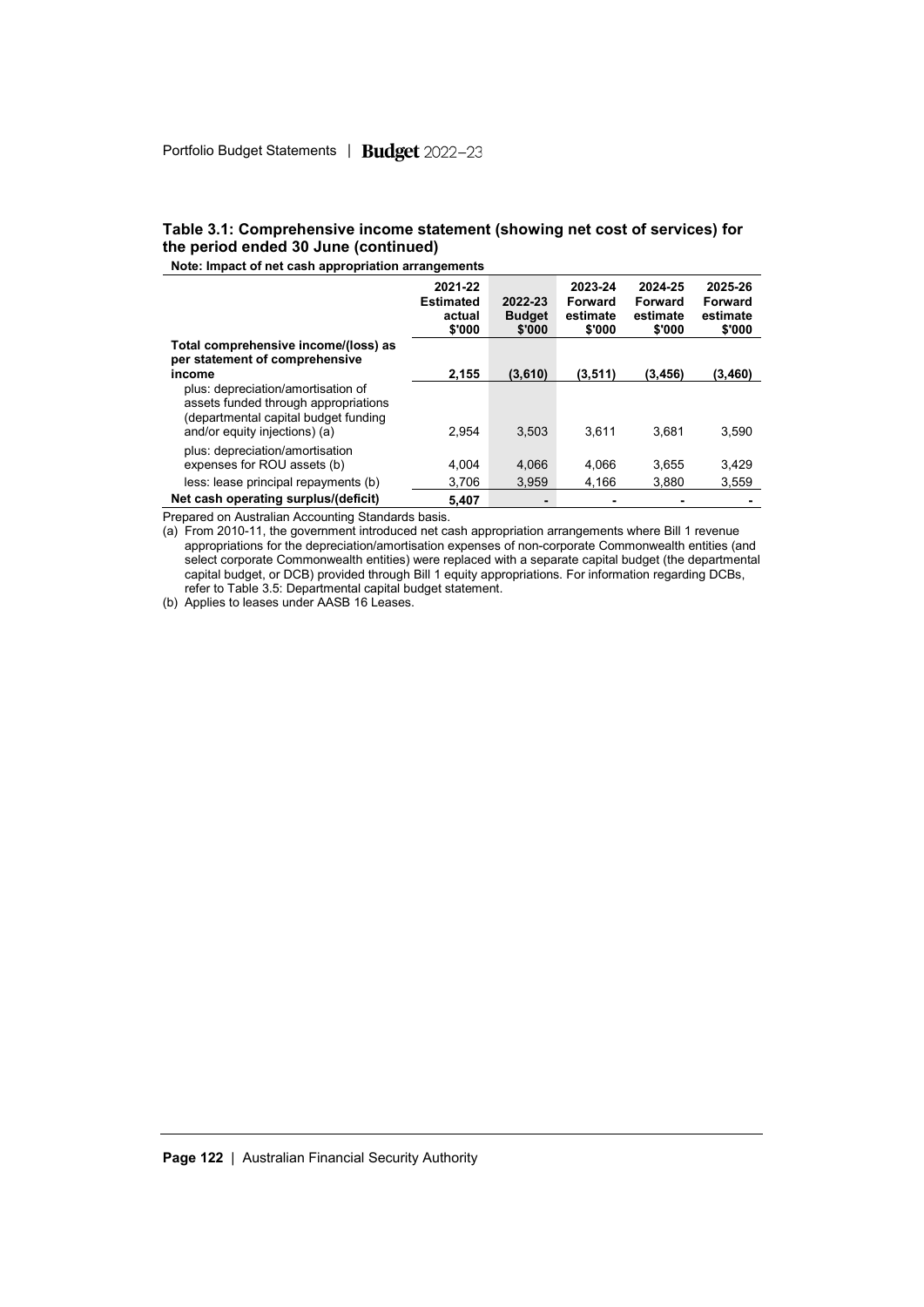### Table 3.1: Comprehensive income statement (showing net cost of services) for the period ended 30 June (continued)

**Note: Impact of net cash appropriation arrangements**

| | 2021-22 Estimated actual $'000 | 2022-23 Budget $'000 | 2023-24 Forward estimate $'000 | 2024-25 Forward estimate $'000 | 2025-26 Forward estimate $'000 |
|---|---|---|---|---|---|
| **Total comprehensive income/(loss) as per statement of comprehensive income** | **2,155** | **(3,610)** | **(3,511)** | **(3,456)** | **(3,460)** |
| plus: depreciation/amortisation of assets funded through appropriations (departmental capital budget funding and/or equity injections) (a) | 2,954 | 3,503 | 3,611 | 3,681 | 3,590 |
| plus: depreciation/amortisation expenses for ROU assets (b) | 4,004 | 4,066 | 4,066 | 3,655 | 3,429 |
| less: lease principal repayments (b) | 3,706 | 3,959 | 4,166 | 3,880 | 3,559 |
| **Net cash operating surplus/(deficit)** | **5,407** | **-** | **-** | **-** | **-** |

Prepared on Australian Accounting Standards basis.

(a) From 2010-11, the government introduced net cash appropriation arrangements where Bill 1 revenue appropriations for the depreciation/amortisation expenses of non-corporate Commonwealth entities (and select corporate Commonwealth entities) were replaced with a separate capital budget (the departmental capital budget, or DCB) provided through Bill 1 equity appropriations. For information regarding DCBs, refer to Table 3.5: Departmental capital budget statement.

(b) Applies to leases under AASB 16 Leases.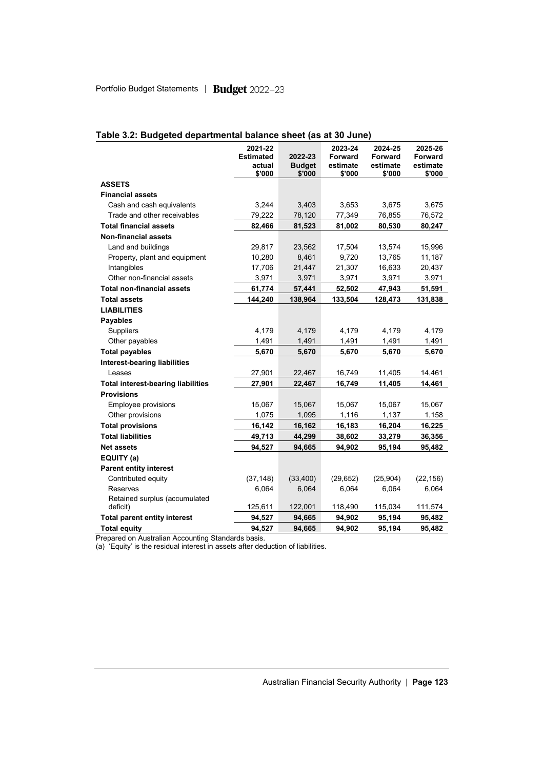## Table 3.2: Budgeted departmental balance sheet (as at 30 June)

| | 2021-22 Estimated actual $'000 | 2022-23 Budget $'000 | 2023-24 Forward estimate $'000 | 2024-25 Forward estimate $'000 | 2025-26 Forward estimate $'000 |
|---|---|---|---|---|---|
| **ASSETS** | | | | | |
| **Financial assets** | | | | | |
| Cash and cash equivalents | 3,244 | 3,403 | 3,653 | 3,675 | 3,675 |
| Trade and other receivables | 79,222 | 78,120 | 77,349 | 76,855 | 76,572 |
| **Total financial assets** | **82,466** | **81,523** | **81,002** | **80,530** | **80,247** |
| **Non-financial assets** | | | | | |
| Land and buildings | 29,817 | 23,562 | 17,504 | 13,574 | 15,996 |
| Property, plant and equipment | 10,280 | 8,461 | 9,720 | 13,765 | 11,187 |
| Intangibles | 17,706 | 21,447 | 21,307 | 16,633 | 20,437 |
| Other non-financial assets | 3,971 | 3,971 | 3,971 | 3,971 | 3,971 |
| **Total non-financial assets** | **61,774** | **57,441** | **52,502** | **47,943** | **51,591** |
| **Total assets** | **144,240** | **138,964** | **133,504** | **128,473** | **131,838** |
| **LIABILITIES** | | | | | |
| **Payables** | | | | | |
| Suppliers | 4,179 | 4,179 | 4,179 | 4,179 | 4,179 |
| Other payables | 1,491 | 1,491 | 1,491 | 1,491 | 1,491 |
| **Total payables** | **5,670** | **5,670** | **5,670** | **5,670** | **5,670** |
| **Interest-bearing liabilities** | | | | | |
| Leases | 27,901 | 22,467 | 16,749 | 11,405 | 14,461 |
| **Total interest-bearing liabilities** | **27,901** | **22,467** | **16,749** | **11,405** | **14,461** |
| **Provisions** | | | | | |
| Employee provisions | 15,067 | 15,067 | 15,067 | 15,067 | 15,067 |
| Other provisions | 1,075 | 1,095 | 1,116 | 1,137 | 1,158 |
| **Total provisions** | **16,142** | **16,162** | **16,183** | **16,204** | **16,225** |
| **Total liabilities** | **49,713** | **44,299** | **38,602** | **33,279** | **36,356** |
| **Net assets** | **94,527** | **94,665** | **94,902** | **95,194** | **95,482** |
| **EQUITY (a)** | | | | | |
| **Parent entity interest** | | | | | |
| Contributed equity | (37,148) | (33,400) | (29,652) | (25,904) | (22,156) |
| Reserves | 6,064 | 6,064 | 6,064 | 6,064 | 6,064 |
| Retained surplus (accumulated deficit) | 125,611 | 122,001 | 118,490 | 115,034 | 111,574 |
| **Total parent entity interest** | **94,527** | **94,665** | **94,902** | **95,194** | **95,482** |
| **Total equity** | **94,527** | **94,665** | **94,902** | **95,194** | **95,482** |

Prepared on Australian Accounting Standards basis.

(a) 'Equity' is the residual interest in assets after deduction of liabilities.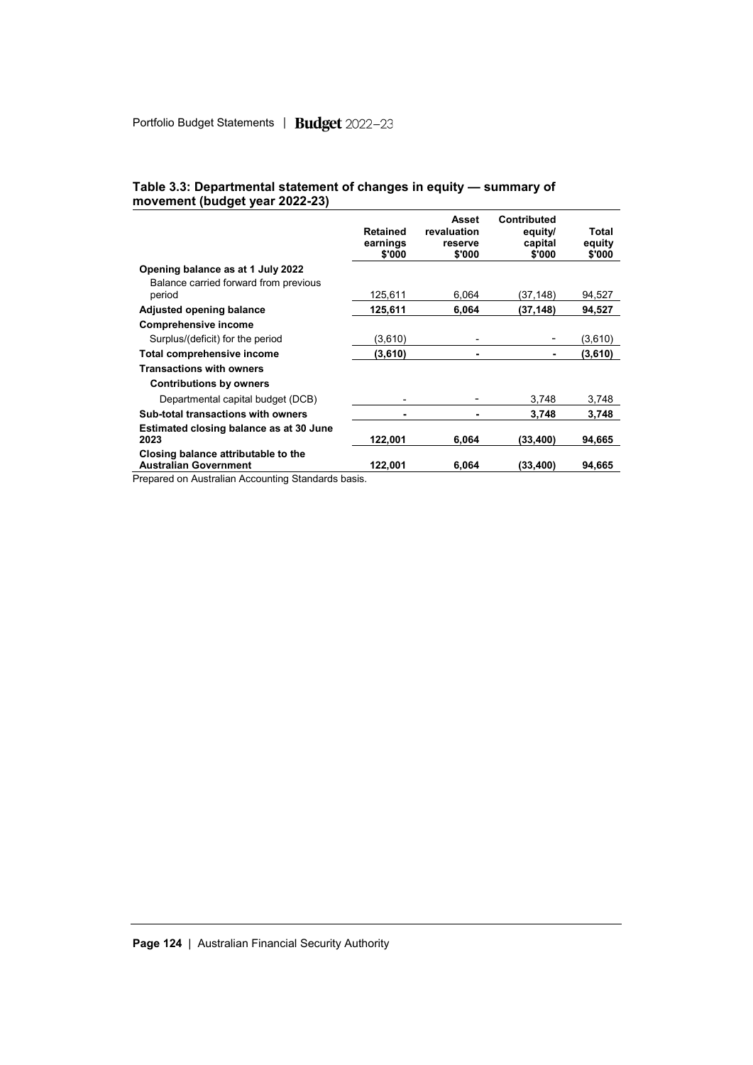**Table 3.3: Departmental statement of changes in equity — summary of movement (budget year 2022-23)**

| | Retained earnings $'000 | Asset revaluation reserve $'000 | Contributed equity/ capital $'000 | Total equity $'000 |
|---|---|---|---|---|
| **Opening balance as at 1 July 2022** | | | | |
| Balance carried forward from previous period | 125,611 | 6,064 | (37,148) | 94,527 |
| **Adjusted opening balance** | **125,611** | **6,064** | **(37,148)** | **94,527** |
| **Comprehensive income** | | | | |
| Surplus/(deficit) for the period | (3,610) | - | - | (3,610) |
| **Total comprehensive income** | **(3,610)** | **-** | **-** | **(3,610)** |
| **Transactions with owners** | | | | |
| **Contributions by owners** | | | | |
| Departmental capital budget (DCB) | - | - | 3,748 | 3,748 |
| **Sub-total transactions with owners** | **-** | **-** | **3,748** | **3,748** |
| **Estimated closing balance as at 30 June 2023** | **122,001** | **6,064** | **(33,400)** | **94,665** |
| **Closing balance attributable to the Australian Government** | **122,001** | **6,064** | **(33,400)** | **94,665** |

Prepared on Australian Accounting Standards basis.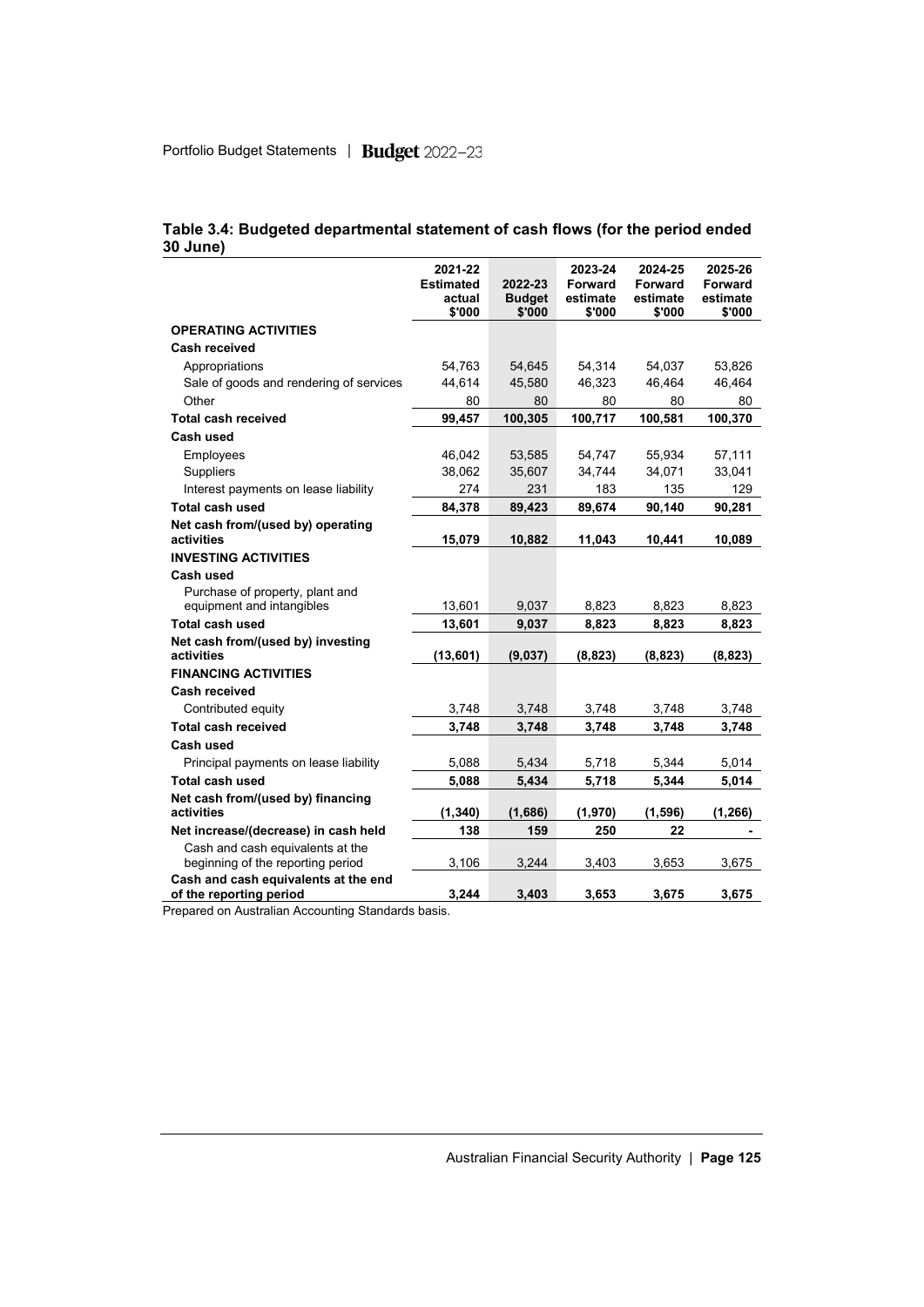**Table 3.4: Budgeted departmental statement of cash flows (for the period ended 30 June)**

| | 2021-22 Estimated actual $'000 | 2022-23 Budget $'000 | 2023-24 Forward estimate $'000 | 2024-25 Forward estimate $'000 | 2025-26 Forward estimate $'000 |
|---|---|---|---|---|---|
| **OPERATING ACTIVITIES** | | | | | |
| **Cash received** | | | | | |
| Appropriations | 54,763 | 54,645 | 54,314 | 54,037 | 53,826 |
| Sale of goods and rendering of services | 44,614 | 45,580 | 46,323 | 46,464 | 46,464 |
| Other | 80 | 80 | 80 | 80 | 80 |
| **Total cash received** | **99,457** | **100,305** | **100,717** | **100,581** | **100,370** |
| **Cash used** | | | | | |
| Employees | 46,042 | 53,585 | 54,747 | 55,934 | 57,111 |
| Suppliers | 38,062 | 35,607 | 34,744 | 34,071 | 33,041 |
| Interest payments on lease liability | 274 | 231 | 183 | 135 | 129 |
| **Total cash used** | **84,378** | **89,423** | **89,674** | **90,140** | **90,281** |
| **Net cash from/(used by) operating activities** | **15,079** | **10,882** | **11,043** | **10,441** | **10,089** |
| **INVESTING ACTIVITIES** | | | | | |
| **Cash used** | | | | | |
| Purchase of property, plant and equipment and intangibles | 13,601 | 9,037 | 8,823 | 8,823 | 8,823 |
| **Total cash used** | **13,601** | **9,037** | **8,823** | **8,823** | **8,823** |
| **Net cash from/(used by) investing activities** | **(13,601)** | **(9,037)** | **(8,823)** | **(8,823)** | **(8,823)** |
| **FINANCING ACTIVITIES** | | | | | |
| **Cash received** | | | | | |
| Contributed equity | 3,748 | 3,748 | 3,748 | 3,748 | 3,748 |
| **Total cash received** | **3,748** | **3,748** | **3,748** | **3,748** | **3,748** |
| **Cash used** | | | | | |
| Principal payments on lease liability | 5,088 | 5,434 | 5,718 | 5,344 | 5,014 |
| **Total cash used** | **5,088** | **5,434** | **5,718** | **5,344** | **5,014** |
| **Net cash from/(used by) financing activities** | **(1,340)** | **(1,686)** | **(1,970)** | **(1,596)** | **(1,266)** |
| **Net increase/(decrease) in cash held** | **138** | **159** | **250** | **22** | **-** |
| Cash and cash equivalents at the beginning of the reporting period | 3,106 | 3,244 | 3,403 | 3,653 | 3,675 |
| **Cash and cash equivalents at the end of the reporting period** | **3,244** | **3,403** | **3,653** | **3,675** | **3,675** |

Prepared on Australian Accounting Standards basis.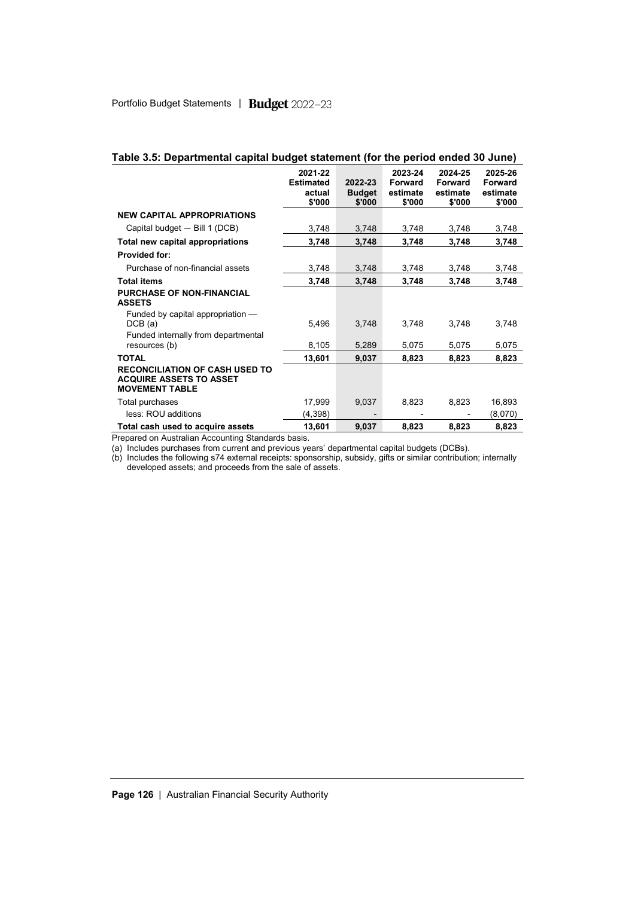## Table 3.5: Departmental capital budget statement (for the period ended 30 June)

| | 2021-22 Estimated actual $'000 | 2022-23 Budget $'000 | 2023-24 Forward estimate $'000 | 2024-25 Forward estimate $'000 | 2025-26 Forward estimate $'000 |
|---|---|---|---|---|---|
| **NEW CAPITAL APPROPRIATIONS** | | | | | |
| Capital budget — Bill 1 (DCB) | 3,748 | 3,748 | 3,748 | 3,748 | 3,748 |
| **Total new capital appropriations** | **3,748** | **3,748** | **3,748** | **3,748** | **3,748** |
| **Provided for:** | | | | | |
| Purchase of non-financial assets | 3,748 | 3,748 | 3,748 | 3,748 | 3,748 |
| **Total items** | **3,748** | **3,748** | **3,748** | **3,748** | **3,748** |
| **PURCHASE OF NON-FINANCIAL ASSETS** | | | | | |
| Funded by capital appropriation — DCB (a) | 5,496 | 3,748 | 3,748 | 3,748 | 3,748 |
| Funded internally from departmental resources (b) | 8,105 | 5,289 | 5,075 | 5,075 | 5,075 |
| **TOTAL** | **13,601** | **9,037** | **8,823** | **8,823** | **8,823** |
| **RECONCILIATION OF CASH USED TO ACQUIRE ASSETS TO ASSET MOVEMENT TABLE** | | | | | |
| Total purchases | 17,999 | 9,037 | 8,823 | 8,823 | 16,893 |
| less: ROU additions | (4,398) | - | - | - | (8,070) |
| **Total cash used to acquire assets** | **13,601** | **9,037** | **8,823** | **8,823** | **8,823** |

Prepared on Australian Accounting Standards basis.

(a) Includes purchases from current and previous years' departmental capital budgets (DCBs).

(b) Includes the following s74 external receipts: sponsorship, subsidy, gifts or similar contribution; internally developed assets; and proceeds from the sale of assets.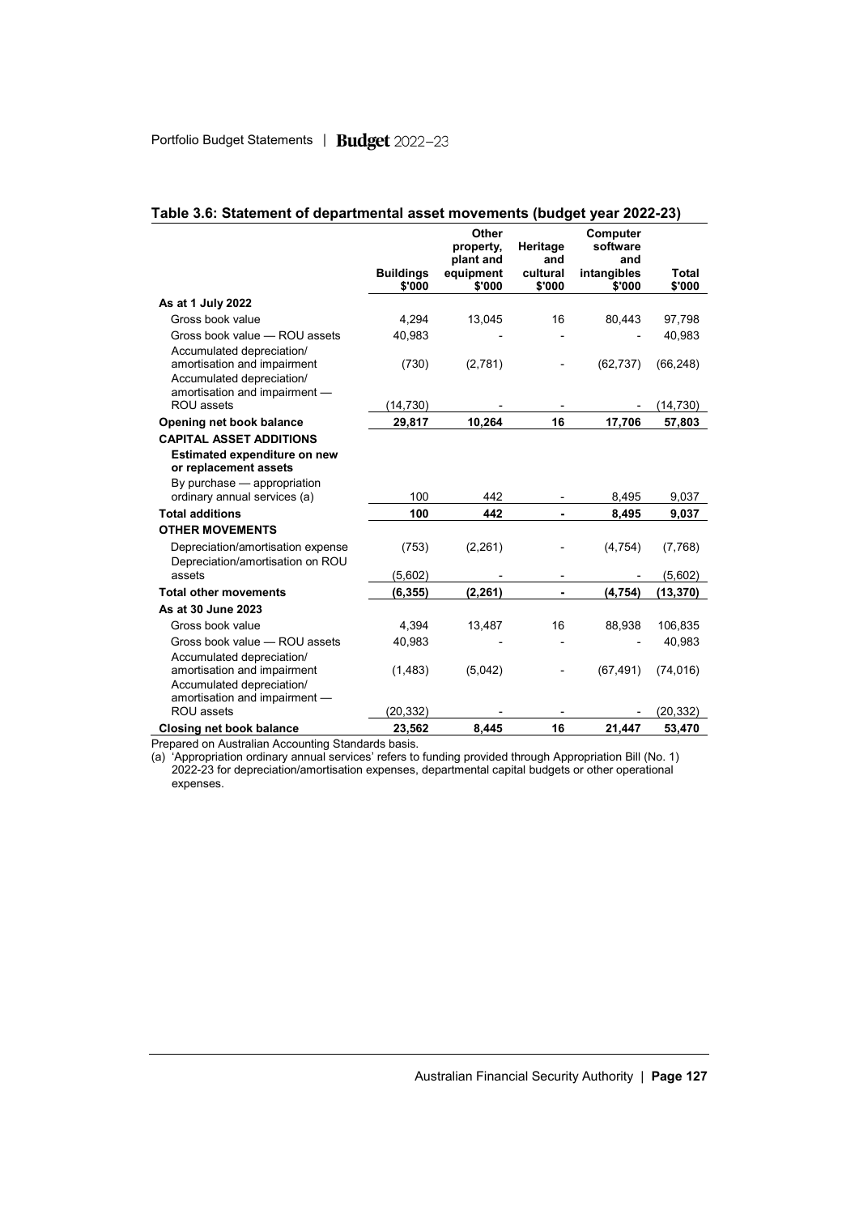## Table 3.6: Statement of departmental asset movements (budget year 2022-23)

| | Buildings $'000 | Other property, plant and equipment $'000 | Heritage and cultural $'000 | Computer software and intangibles $'000 | Total $'000 |
|---|---|---|---|---|---|
| **As at 1 July 2022** | | | | | |
| Gross book value | 4,294 | 13,045 | 16 | 80,443 | 97,798 |
| Gross book value — ROU assets | 40,983 | - | - | - | 40,983 |
| Accumulated depreciation/ amortisation and impairment | (730) | (2,781) | - | (62,737) | (66,248) |
| Accumulated depreciation/ amortisation and impairment — ROU assets | (14,730) | - | - | - | (14,730) |
| **Opening net book balance** | **29,817** | **10,264** | **16** | **17,706** | **57,803** |
| **CAPITAL ASSET ADDITIONS** | | | | | |
| **Estimated expenditure on new or replacement assets** | | | | | |
| By purchase — appropriation ordinary annual services (a) | 100 | 442 | - | 8,495 | 9,037 |
| **Total additions** | **100** | **442** | **-** | **8,495** | **9,037** |
| **OTHER MOVEMENTS** | | | | | |
| Depreciation/amortisation expense | (753) | (2,261) | - | (4,754) | (7,768) |
| Depreciation/amortisation on ROU assets | (5,602) | - | - | - | (5,602) |
| **Total other movements** | **(6,355)** | **(2,261)** | **-** | **(4,754)** | **(13,370)** |
| **As at 30 June 2023** | | | | | |
| Gross book value | 4,394 | 13,487 | 16 | 88,938 | 106,835 |
| Gross book value — ROU assets | 40,983 | - | - | - | 40,983 |
| Accumulated depreciation/ amortisation and impairment | (1,483) | (5,042) | - | (67,491) | (74,016) |
| Accumulated depreciation/ amortisation and impairment — ROU assets | (20,332) | - | - | - | (20,332) |
| **Closing net book balance** | **23,562** | **8,445** | **16** | **21,447** | **53,470** |

Prepared on Australian Accounting Standards basis.

(a) 'Appropriation ordinary annual services' refers to funding provided through Appropriation Bill (No. 1) 2022-23 for depreciation/amortisation expenses, departmental capital budgets or other operational expenses.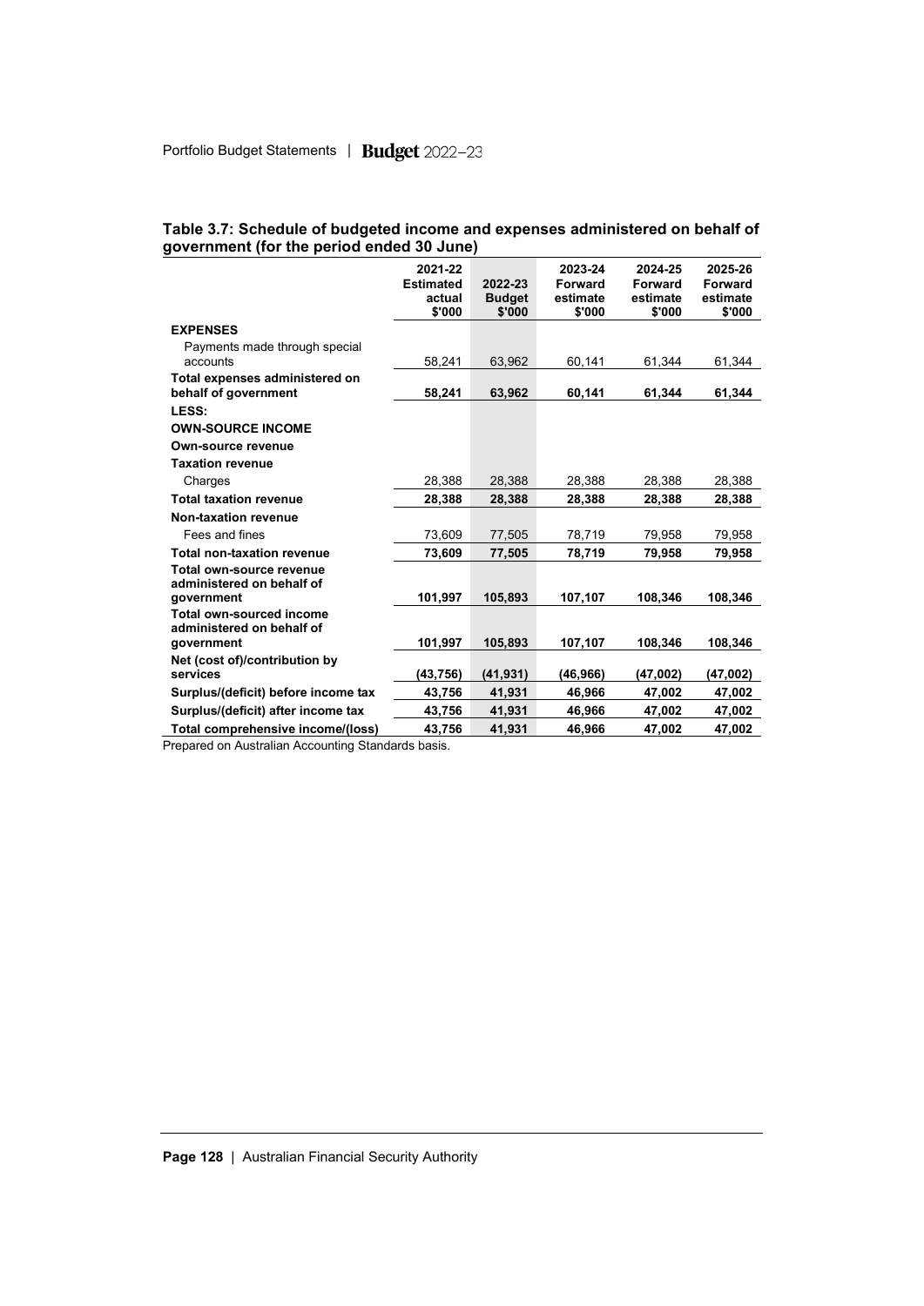**Table 3.7: Schedule of budgeted income and expenses administered on behalf of government (for the period ended 30 June)**

| | 2021-22 Estimated actual $'000 | 2022-23 Budget $'000 | 2023-24 Forward estimate $'000 | 2024-25 Forward estimate $'000 | 2025-26 Forward estimate $'000 |
|---|---|---|---|---|---|
| **EXPENSES** | | | | | |
| Payments made through special accounts | 58,241 | 63,962 | 60,141 | 61,344 | 61,344 |
| **Total expenses administered on behalf of government** | **58,241** | **63,962** | **60,141** | **61,344** | **61,344** |
| **LESS:** | | | | | |
| **OWN-SOURCE INCOME** | | | | | |
| **Own-source revenue** | | | | | |
| **Taxation revenue** | | | | | |
| Charges | 28,388 | 28,388 | 28,388 | 28,388 | 28,388 |
| **Total taxation revenue** | **28,388** | **28,388** | **28,388** | **28,388** | **28,388** |
| **Non-taxation revenue** | | | | | |
| Fees and fines | 73,609 | 77,505 | 78,719 | 79,958 | 79,958 |
| **Total non-taxation revenue** | **73,609** | **77,505** | **78,719** | **79,958** | **79,958** |
| **Total own-source revenue administered on behalf of government** | **101,997** | **105,893** | **107,107** | **108,346** | **108,346** |
| **Total own-sourced income administered on behalf of government** | **101,997** | **105,893** | **107,107** | **108,346** | **108,346** |
| **Net (cost of)/contribution by services** | **(43,756)** | **(41,931)** | **(46,966)** | **(47,002)** | **(47,002)** |
| **Surplus/(deficit) before income tax** | **43,756** | **41,931** | **46,966** | **47,002** | **47,002** |
| **Surplus/(deficit) after income tax** | **43,756** | **41,931** | **46,966** | **47,002** | **47,002** |
| **Total comprehensive income/(loss)** | **43,756** | **41,931** | **46,966** | **47,002** | **47,002** |

Prepared on Australian Accounting Standards basis.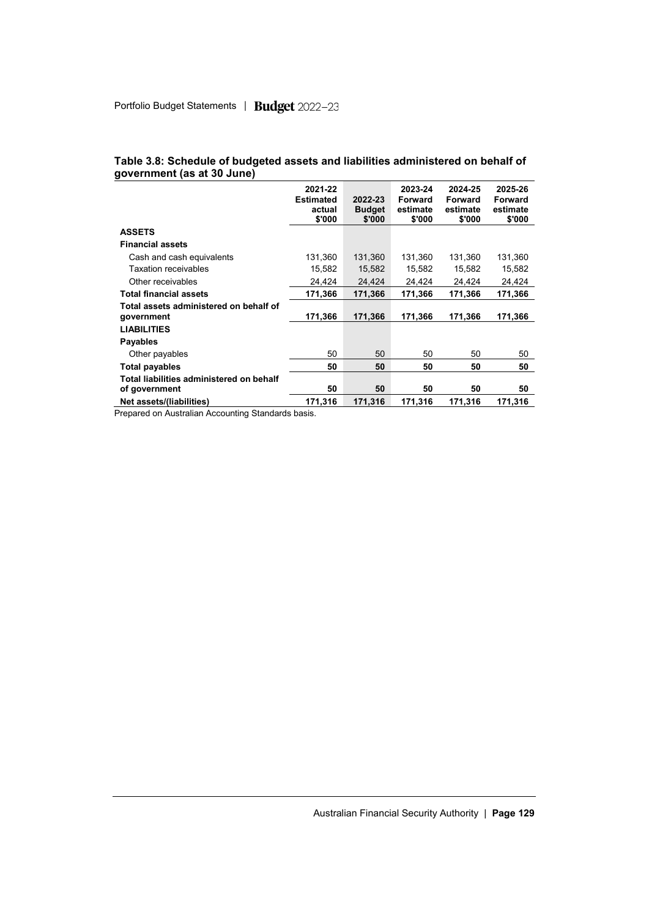**Table 3.8: Schedule of budgeted assets and liabilities administered on behalf of government (as at 30 June)**

| | 2021-22 Estimated actual $'000 | 2022-23 Budget $'000 | 2023-24 Forward estimate $'000 | 2024-25 Forward estimate $'000 | 2025-26 Forward estimate $'000 |
|---|---|---|---|---|---|
| **ASSETS** | | | | | |
| **Financial assets** | | | | | |
| Cash and cash equivalents | 131,360 | 131,360 | 131,360 | 131,360 | 131,360 |
| Taxation receivables | 15,582 | 15,582 | 15,582 | 15,582 | 15,582 |
| Other receivables | 24,424 | 24,424 | 24,424 | 24,424 | 24,424 |
| **Total financial assets** | **171,366** | **171,366** | **171,366** | **171,366** | **171,366** |
| **Total assets administered on behalf of government** | **171,366** | **171,366** | **171,366** | **171,366** | **171,366** |
| **LIABILITIES** | | | | | |
| **Payables** | | | | | |
| Other payables | 50 | 50 | 50 | 50 | 50 |
| **Total payables** | **50** | **50** | **50** | **50** | **50** |
| **Total liabilities administered on behalf of government** | **50** | **50** | **50** | **50** | **50** |
| **Net assets/(liabilities)** | **171,316** | **171,316** | **171,316** | **171,316** | **171,316** |

Prepared on Australian Accounting Standards basis.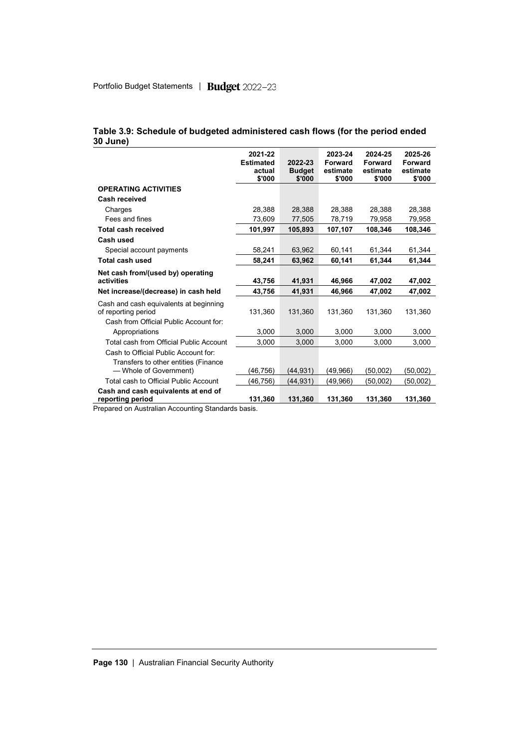### Table 3.9: Schedule of budgeted administered cash flows (for the period ended 30 June)

| | 2021-22 Estimated actual $'000 | 2022-23 Budget $'000 | 2023-24 Forward estimate $'000 | 2024-25 Forward estimate $'000 | 2025-26 Forward estimate $'000 |
|---|---|---|---|---|---|
| **OPERATING ACTIVITIES** | | | | | |
| **Cash received** | | | | | |
| Charges | 28,388 | 28,388 | 28,388 | 28,388 | 28,388 |
| Fees and fines | 73,609 | 77,505 | 78,719 | 79,958 | 79,958 |
| **Total cash received** | **101,997** | **105,893** | **107,107** | **108,346** | **108,346** |
| **Cash used** | | | | | |
| Special account payments | 58,241 | 63,962 | 60,141 | 61,344 | 61,344 |
| **Total cash used** | **58,241** | **63,962** | **60,141** | **61,344** | **61,344** |
| **Net cash from/(used by) operating activities** | **43,756** | **41,931** | **46,966** | **47,002** | **47,002** |
| **Net increase/(decrease) in cash held** | **43,756** | **41,931** | **46,966** | **47,002** | **47,002** |
| Cash and cash equivalents at beginning of reporting period | 131,360 | 131,360 | 131,360 | 131,360 | 131,360 |
| Cash from Official Public Account for: | | | | | |
| Appropriations | 3,000 | 3,000 | 3,000 | 3,000 | 3,000 |
| Total cash from Official Public Account | 3,000 | 3,000 | 3,000 | 3,000 | 3,000 |
| Cash to Official Public Account for: | | | | | |
| Transfers to other entities (Finance — Whole of Government) | (46,756) | (44,931) | (49,966) | (50,002) | (50,002) |
| Total cash to Official Public Account | (46,756) | (44,931) | (49,966) | (50,002) | (50,002) |
| **Cash and cash equivalents at end of reporting period** | **131,360** | **131,360** | **131,360** | **131,360** | **131,360** |

Prepared on Australian Accounting Standards basis.